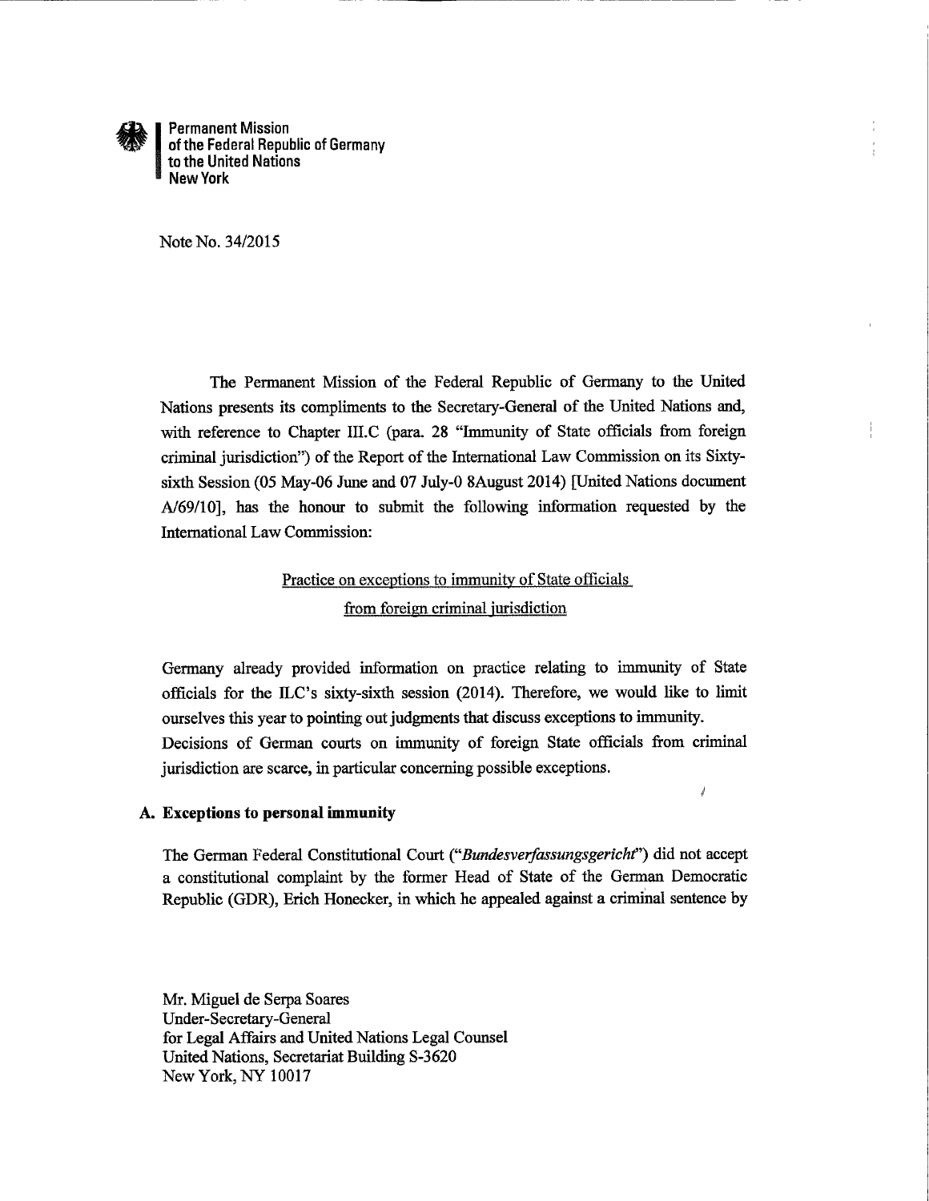Permanent Mission
of the Federal Republic of Germany
to the United Nations
New York

Note No. 34/2015

The Permanent Mission of the Federal Republic of Germany to the United Nations presents its compliments to the Secretary-General of the United Nations and, with reference to Chapter III.C (para. 28 "Immunity of State officials from foreign criminal jurisdiction") of the Report of the International Law Commission on its Sixty-sixth Session (05 May-06 June and 07 July-0 8August 2014) [United Nations document A/69/10], has the honour to submit the following information requested by the International Law Commission:

<u>Practice on exceptions to immunity of State officials from foreign criminal jurisdiction</u>

Germany already provided information on practice relating to immunity of State officials for the ILC's sixty-sixth session (2014). Therefore, we would like to limit ourselves this year to pointing out judgments that discuss exceptions to immunity. Decisions of German courts on immunity of foreign State officials from criminal jurisdiction are scarce, in particular concerning possible exceptions.

## A. Exceptions to personal immunity

The German Federal Constitutional Court (*"Bundesverfassungsgericht"*) did not accept a constitutional complaint by the former Head of State of the German Democratic Republic (GDR), Erich Honecker, in which he appealed against a criminal sentence by

Mr. Miguel de Serpa Soares
Under-Secretary-General
for Legal Affairs and United Nations Legal Counsel
United Nations, Secretariat Building S-3620
New York, NY 10017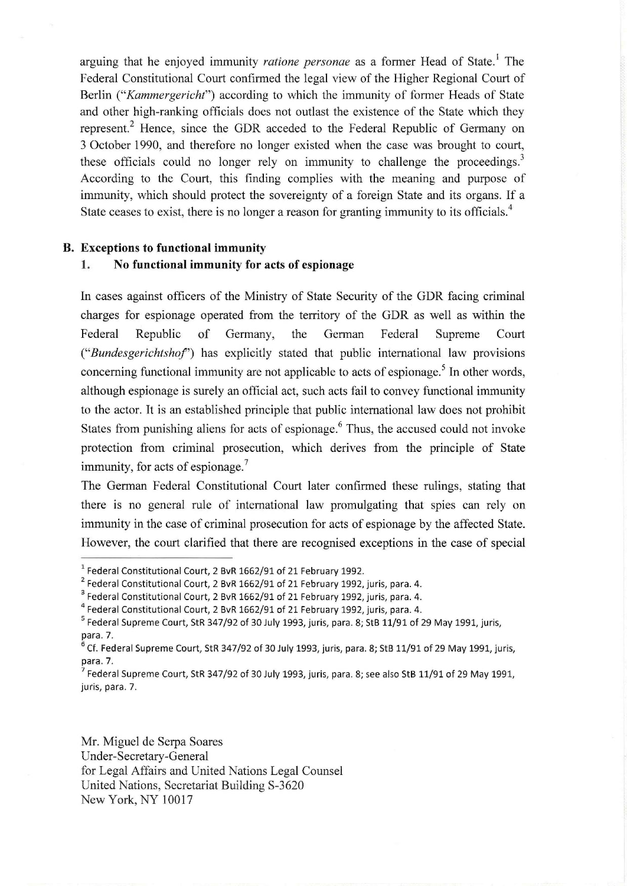arguing that he enjoyed immunity *ratione personae* as a former Head of State.[1] The Federal Constitutional Court confirmed the legal view of the Higher Regional Court of Berlin ("*Kammergericht*") according to which the immunity of former Heads of State and other high-ranking officials does not outlast the existence of the State which they represent.[2] Hence, since the GDR acceded to the Federal Republic of Germany on 3 October 1990, and therefore no longer existed when the case was brought to court, these officials could no longer rely on immunity to challenge the proceedings.[3] According to the Court, this finding complies with the meaning and purpose of immunity, which should protect the sovereignty of a foreign State and its organs. If a State ceases to exist, there is no longer a reason for granting immunity to its officials.[4]

## B. Exceptions to functional immunity

### 1. No functional immunity for acts of espionage

In cases against officers of the Ministry of State Security of the GDR facing criminal charges for espionage operated from the territory of the GDR as well as within the Federal Republic of Germany, the German Federal Supreme Court ("*Bundesgerichtshof*") has explicitly stated that public international law provisions concerning functional immunity are not applicable to acts of espionage.[5] In other words, although espionage is surely an official act, such acts fail to convey functional immunity to the actor. It is an established principle that public international law does not prohibit States from punishing aliens for acts of espionage.[6] Thus, the accused could not invoke protection from criminal prosecution, which derives from the principle of State immunity, for acts of espionage.[7]

The German Federal Constitutional Court later confirmed these rulings, stating that there is no general rule of international law promulgating that spies can rely on immunity in the case of criminal prosecution for acts of espionage by the affected State. However, the court clarified that there are recognised exceptions in the case of special

---

[1] Federal Constitutional Court, 2 BvR 1662/91 of 21 February 1992.

[2] Federal Constitutional Court, 2 BvR 1662/91 of 21 February 1992, juris, para. 4.

[3] Federal Constitutional Court, 2 BvR 1662/91 of 21 February 1992, juris, para. 4.

[4] Federal Constitutional Court, 2 BvR 1662/91 of 21 February 1992, juris, para. 4.

[5] Federal Supreme Court, StR 347/92 of 30 July 1993, juris, para. 8; StB 11/91 of 29 May 1991, juris, para. 7.

[6] Cf. Federal Supreme Court, StR 347/92 of 30 July 1993, juris, para. 8; StB 11/91 of 29 May 1991, juris, para. 7.

[7] Federal Supreme Court, StR 347/92 of 30 July 1993, juris, para. 8; see also StB 11/91 of 29 May 1991, juris, para. 7.

Mr. Miguel de Serpa Soares
Under-Secretary-General
for Legal Affairs and United Nations Legal Counsel
United Nations, Secretariat Building S-3620
New York, NY 10017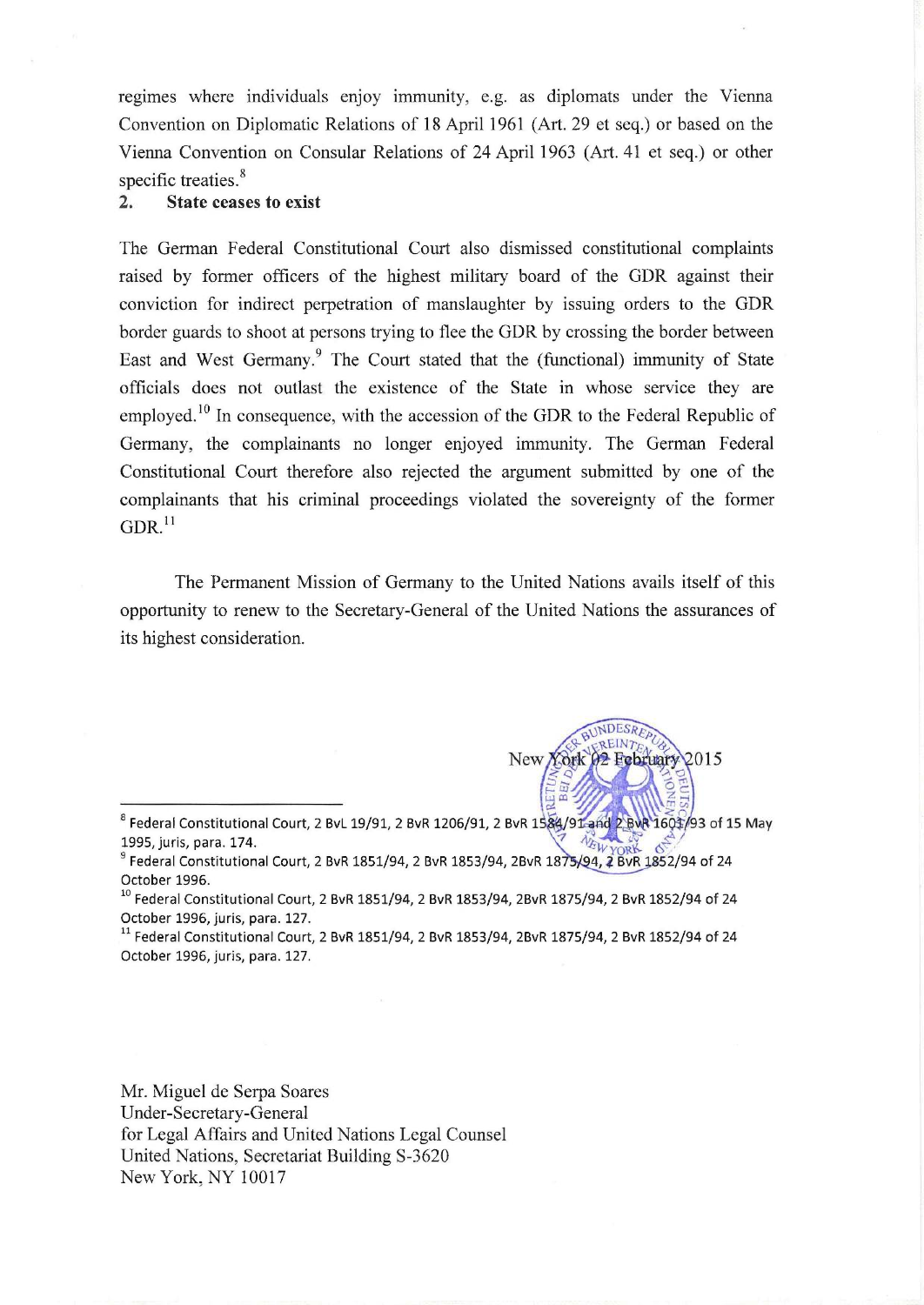regimes where individuals enjoy immunity, e.g. as diplomats under the Vienna Convention on Diplomatic Relations of 18 April 1961 (Art. 29 et seq.) or based on the Vienna Convention on Consular Relations of 24 April 1963 (Art. 41 et seq.) or other specific treaties.[8]

## 2. State ceases to exist

The German Federal Constitutional Court also dismissed constitutional complaints raised by former officers of the highest military board of the GDR against their conviction for indirect perpetration of manslaughter by issuing orders to the GDR border guards to shoot at persons trying to flee the GDR by crossing the border between East and West Germany.[9] The Court stated that the (functional) immunity of State officials does not outlast the existence of the State in whose service they are employed.[10] In consequence, with the accession of the GDR to the Federal Republic of Germany, the complainants no longer enjoyed immunity. The German Federal Constitutional Court therefore also rejected the argument submitted by one of the complainants that his criminal proceedings violated the sovereignty of the former GDR.[11]

The Permanent Mission of Germany to the United Nations avails itself of this opportunity to renew to the Secretary-General of the United Nations the assurances of its highest consideration.

New York 02 February 2015

[8] Federal Constitutional Court, 2 BvL 19/91, 2 BvR 1206/91, 2 BvR 1584/91 and 2 BvR 1601/93 of 15 May 1995, juris, para. 174.

[9] Federal Constitutional Court, 2 BvR 1851/94, 2 BvR 1853/94, 2BvR 1875/94, 2 BvR 1852/94 of 24 October 1996.

[10] Federal Constitutional Court, 2 BvR 1851/94, 2 BvR 1853/94, 2BvR 1875/94, 2 BvR 1852/94 of 24 October 1996, juris, para. 127.

[11] Federal Constitutional Court, 2 BvR 1851/94, 2 BvR 1853/94, 2BvR 1875/94, 2 BvR 1852/94 of 24 October 1996, juris, para. 127.

Mr. Miguel de Serpa Soares
Under-Secretary-General
for Legal Affairs and United Nations Legal Counsel
United Nations, Secretariat Building S-3620
New York, NY 10017